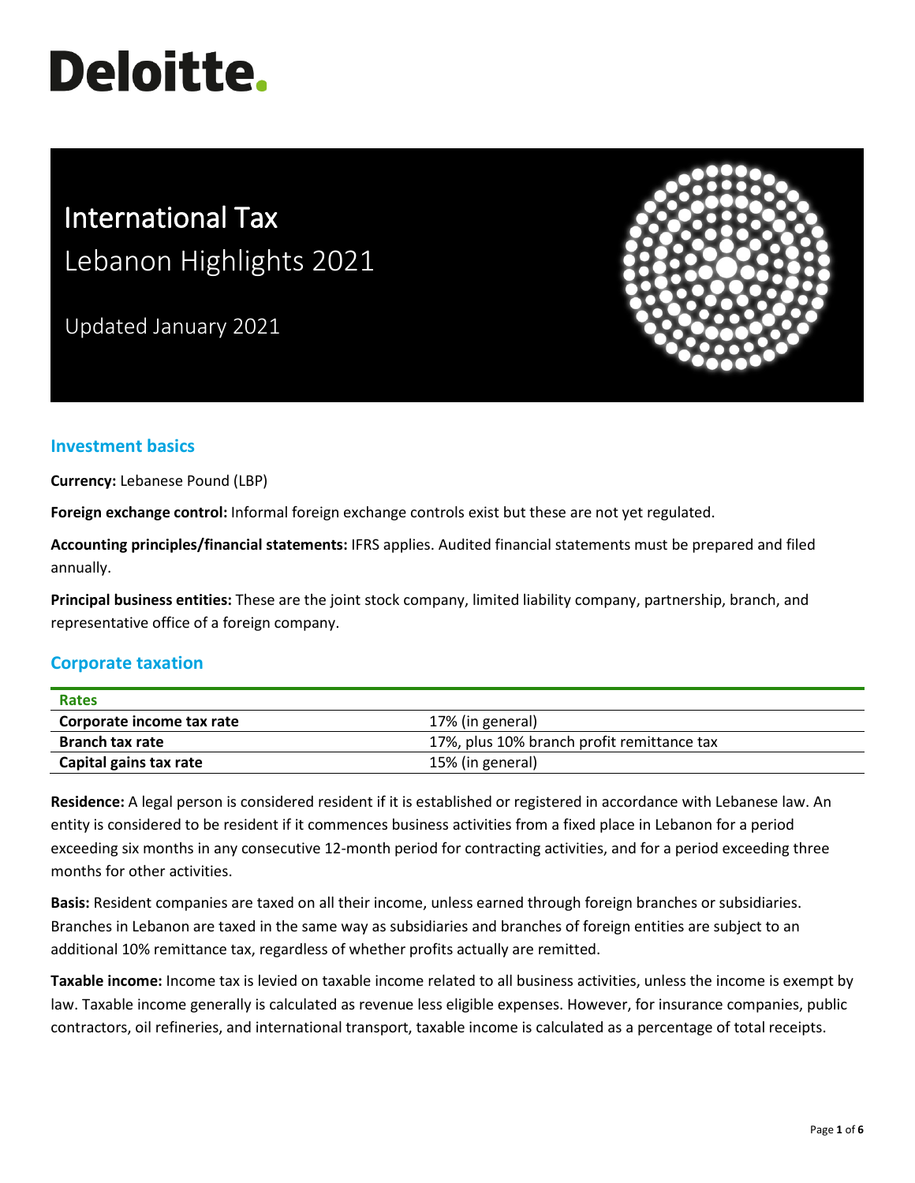# Deloitte.

# International Tax
## Lebanon Highlights 2021

Updated January 2021

## Investment basics

**Currency:** Lebanese Pound (LBP)

**Foreign exchange control:** Informal foreign exchange controls exist but these are not yet regulated.

**Accounting principles/financial statements:** IFRS applies. Audited financial statements must be prepared and filed annually.

**Principal business entities:** These are the joint stock company, limited liability company, partnership, branch, and representative office of a foreign company.

## Corporate taxation

| Rates | |
|---|---|
| **Corporate income tax rate** | 17% (in general) |
| **Branch tax rate** | 17%, plus 10% branch profit remittance tax |
| **Capital gains tax rate** | 15% (in general) |

**Residence:** A legal person is considered resident if it is established or registered in accordance with Lebanese law. An entity is considered to be resident if it commences business activities from a fixed place in Lebanon for a period exceeding six months in any consecutive 12-month period for contracting activities, and for a period exceeding three months for other activities.

**Basis:** Resident companies are taxed on all their income, unless earned through foreign branches or subsidiaries. Branches in Lebanon are taxed in the same way as subsidiaries and branches of foreign entities are subject to an additional 10% remittance tax, regardless of whether profits actually are remitted.

**Taxable income:** Income tax is levied on taxable income related to all business activities, unless the income is exempt by law. Taxable income generally is calculated as revenue less eligible expenses. However, for insurance companies, public contractors, oil refineries, and international transport, taxable income is calculated as a percentage of total receipts.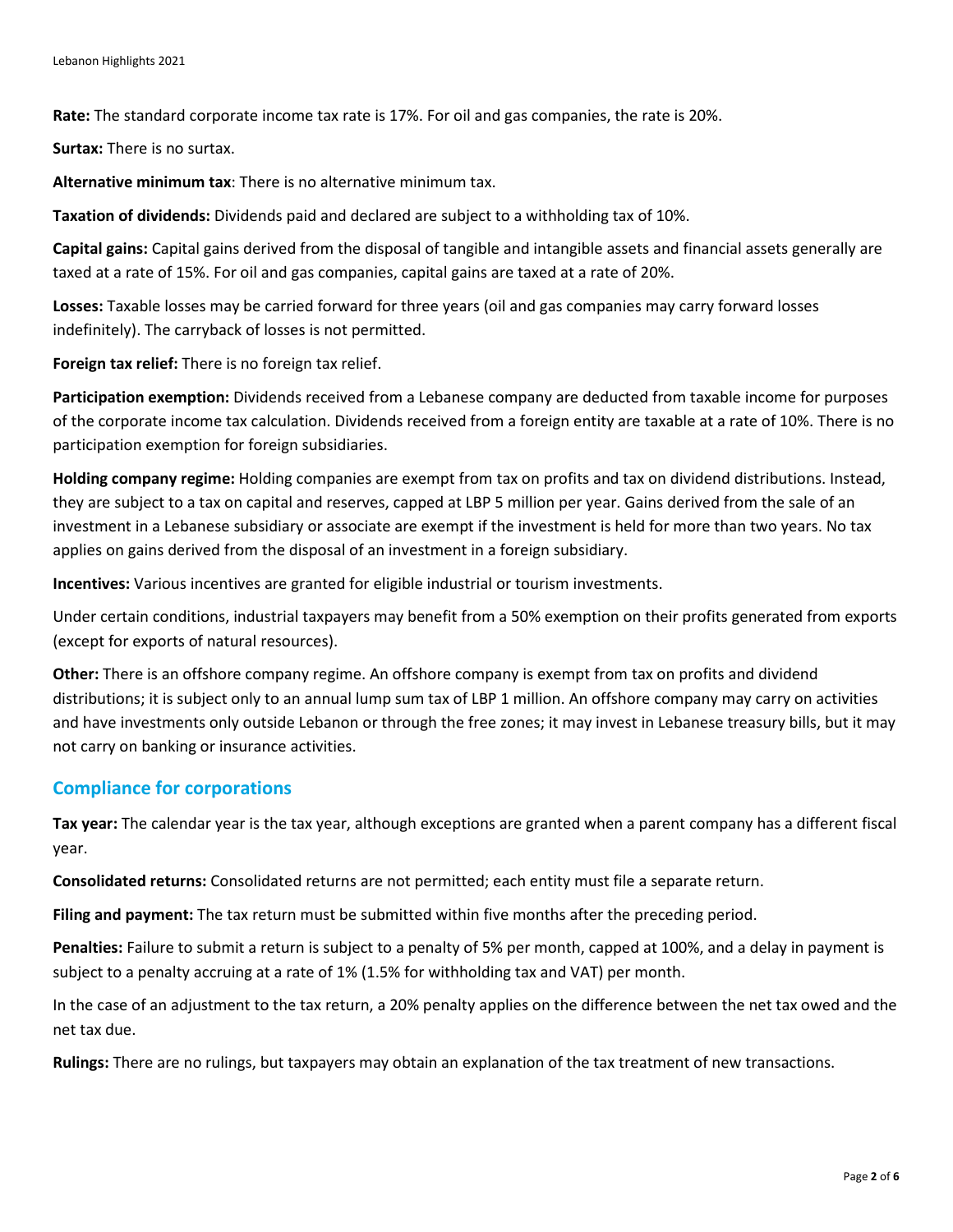**Rate:** The standard corporate income tax rate is 17%. For oil and gas companies, the rate is 20%.

**Surtax:** There is no surtax.

**Alternative minimum tax**: There is no alternative minimum tax.

**Taxation of dividends:** Dividends paid and declared are subject to a withholding tax of 10%.

**Capital gains:** Capital gains derived from the disposal of tangible and intangible assets and financial assets generally are taxed at a rate of 15%. For oil and gas companies, capital gains are taxed at a rate of 20%.

**Losses:** Taxable losses may be carried forward for three years (oil and gas companies may carry forward losses indefinitely). The carryback of losses is not permitted.

**Foreign tax relief:** There is no foreign tax relief.

**Participation exemption:** Dividends received from a Lebanese company are deducted from taxable income for purposes of the corporate income tax calculation. Dividends received from a foreign entity are taxable at a rate of 10%. There is no participation exemption for foreign subsidiaries.

**Holding company regime:** Holding companies are exempt from tax on profits and tax on dividend distributions. Instead, they are subject to a tax on capital and reserves, capped at LBP 5 million per year. Gains derived from the sale of an investment in a Lebanese subsidiary or associate are exempt if the investment is held for more than two years. No tax applies on gains derived from the disposal of an investment in a foreign subsidiary.

**Incentives:** Various incentives are granted for eligible industrial or tourism investments.

Under certain conditions, industrial taxpayers may benefit from a 50% exemption on their profits generated from exports (except for exports of natural resources).

**Other:** There is an offshore company regime. An offshore company is exempt from tax on profits and dividend distributions; it is subject only to an annual lump sum tax of LBP 1 million. An offshore company may carry on activities and have investments only outside Lebanon or through the free zones; it may invest in Lebanese treasury bills, but it may not carry on banking or insurance activities.

## Compliance for corporations

**Tax year:** The calendar year is the tax year, although exceptions are granted when a parent company has a different fiscal year.

**Consolidated returns:** Consolidated returns are not permitted; each entity must file a separate return.

**Filing and payment:** The tax return must be submitted within five months after the preceding period.

**Penalties:** Failure to submit a return is subject to a penalty of 5% per month, capped at 100%, and a delay in payment is subject to a penalty accruing at a rate of 1% (1.5% for withholding tax and VAT) per month.

In the case of an adjustment to the tax return, a 20% penalty applies on the difference between the net tax owed and the net tax due.

**Rulings:** There are no rulings, but taxpayers may obtain an explanation of the tax treatment of new transactions.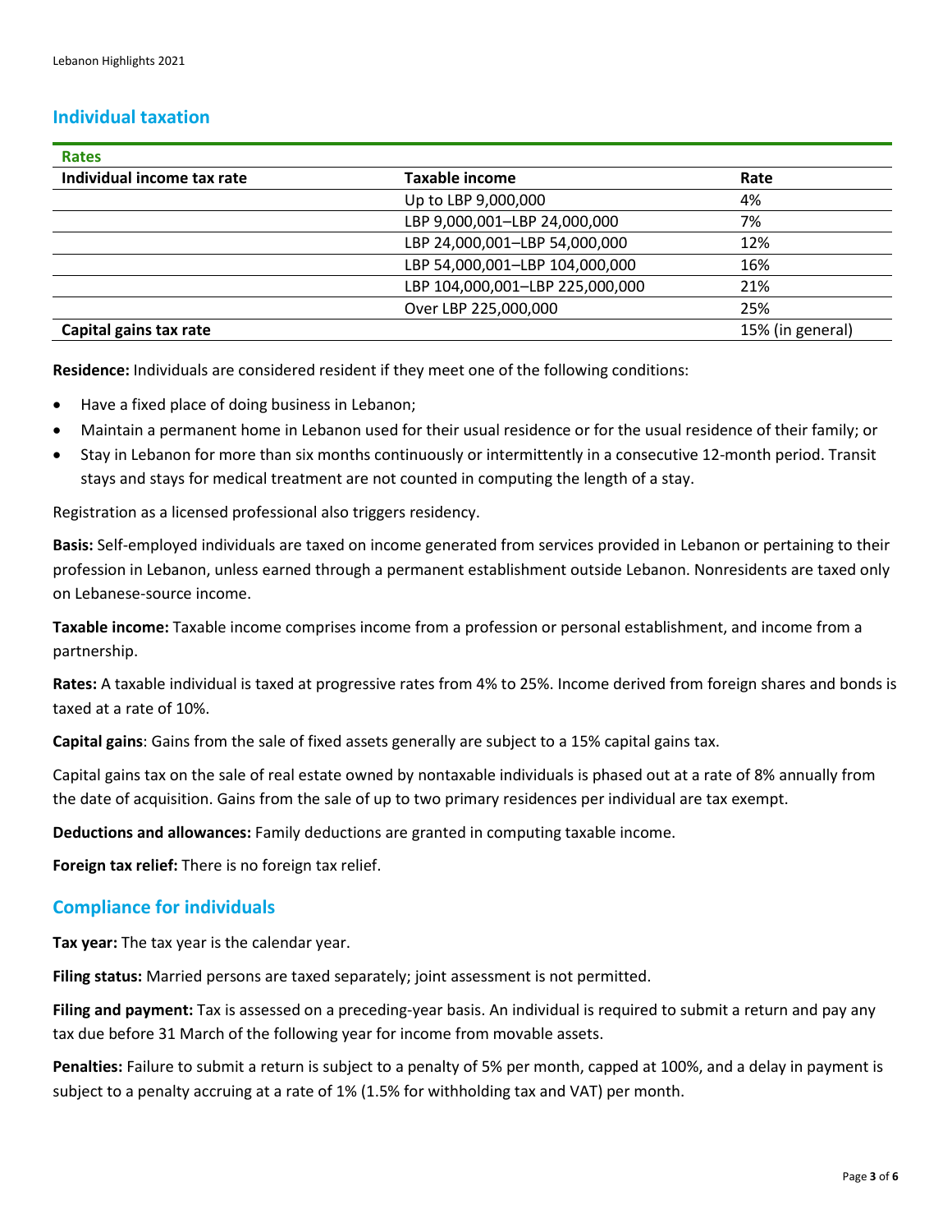## Individual taxation

| Rates | | |
|---|---|---|
| **Individual income tax rate** | **Taxable income** | **Rate** |
| | Up to LBP 9,000,000 | 4% |
| | LBP 9,000,001–LBP 24,000,000 | 7% |
| | LBP 24,000,001–LBP 54,000,000 | 12% |
| | LBP 54,000,001–LBP 104,000,000 | 16% |
| | LBP 104,000,001–LBP 225,000,000 | 21% |
| | Over LBP 225,000,000 | 25% |
| **Capital gains tax rate** | | 15% (in general) |

**Residence:** Individuals are considered resident if they meet one of the following conditions:

- Have a fixed place of doing business in Lebanon;
- Maintain a permanent home in Lebanon used for their usual residence or for the usual residence of their family; or
- Stay in Lebanon for more than six months continuously or intermittently in a consecutive 12-month period. Transit stays and stays for medical treatment are not counted in computing the length of a stay.

Registration as a licensed professional also triggers residency.

**Basis:** Self-employed individuals are taxed on income generated from services provided in Lebanon or pertaining to their profession in Lebanon, unless earned through a permanent establishment outside Lebanon. Nonresidents are taxed only on Lebanese-source income.

**Taxable income:** Taxable income comprises income from a profession or personal establishment, and income from a partnership.

**Rates:** A taxable individual is taxed at progressive rates from 4% to 25%. Income derived from foreign shares and bonds is taxed at a rate of 10%.

**Capital gains**: Gains from the sale of fixed assets generally are subject to a 15% capital gains tax.

Capital gains tax on the sale of real estate owned by nontaxable individuals is phased out at a rate of 8% annually from the date of acquisition. Gains from the sale of up to two primary residences per individual are tax exempt.

**Deductions and allowances:** Family deductions are granted in computing taxable income.

**Foreign tax relief:** There is no foreign tax relief.

## Compliance for individuals

**Tax year:** The tax year is the calendar year.

**Filing status:** Married persons are taxed separately; joint assessment is not permitted.

**Filing and payment:** Tax is assessed on a preceding-year basis. An individual is required to submit a return and pay any tax due before 31 March of the following year for income from movable assets.

**Penalties:** Failure to submit a return is subject to a penalty of 5% per month, capped at 100%, and a delay in payment is subject to a penalty accruing at a rate of 1% (1.5% for withholding tax and VAT) per month.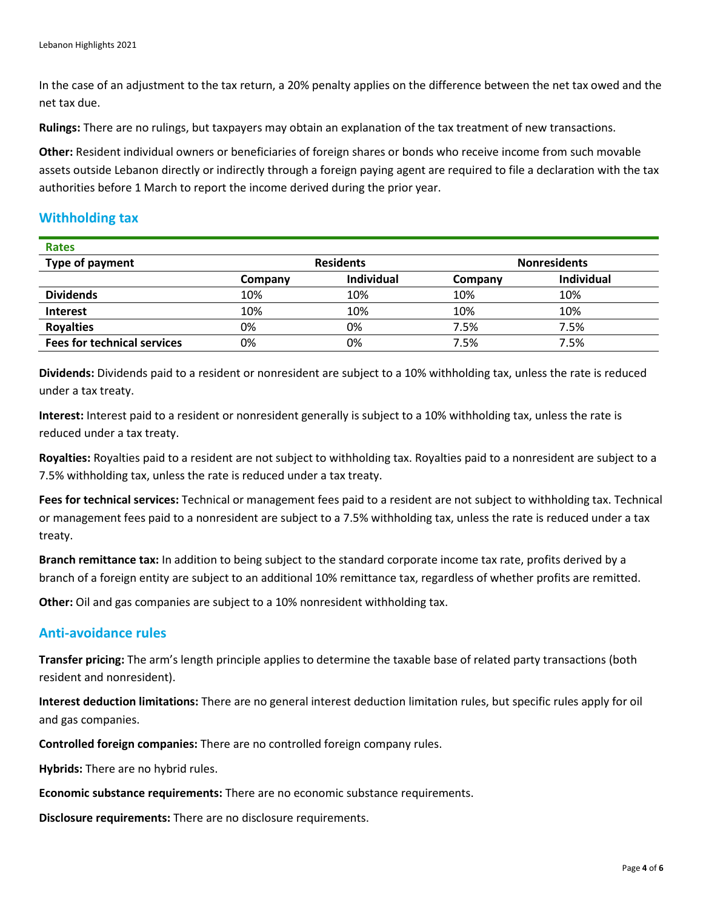In the case of an adjustment to the tax return, a 20% penalty applies on the difference between the net tax owed and the net tax due.

**Rulings:** There are no rulings, but taxpayers may obtain an explanation of the tax treatment of new transactions.

**Other:** Resident individual owners or beneficiaries of foreign shares or bonds who receive income from such movable assets outside Lebanon directly or indirectly through a foreign paying agent are required to file a declaration with the tax authorities before 1 March to report the income derived during the prior year.

## Withholding tax

**Rates**

| Type of payment | Residents | | Nonresidents | |
|---|---|---|---|---|
| | Company | Individual | Company | Individual |
| **Dividends** | 10% | 10% | 10% | 10% |
| **Interest** | 10% | 10% | 10% | 10% |
| **Royalties** | 0% | 0% | 7.5% | 7.5% |
| **Fees for technical services** | 0% | 0% | 7.5% | 7.5% |

**Dividends:** Dividends paid to a resident or nonresident are subject to a 10% withholding tax, unless the rate is reduced under a tax treaty.

**Interest:** Interest paid to a resident or nonresident generally is subject to a 10% withholding tax, unless the rate is reduced under a tax treaty.

**Royalties:** Royalties paid to a resident are not subject to withholding tax. Royalties paid to a nonresident are subject to a 7.5% withholding tax, unless the rate is reduced under a tax treaty.

**Fees for technical services:** Technical or management fees paid to a resident are not subject to withholding tax. Technical or management fees paid to a nonresident are subject to a 7.5% withholding tax, unless the rate is reduced under a tax treaty.

**Branch remittance tax:** In addition to being subject to the standard corporate income tax rate, profits derived by a branch of a foreign entity are subject to an additional 10% remittance tax, regardless of whether profits are remitted.

**Other:** Oil and gas companies are subject to a 10% nonresident withholding tax.

## Anti-avoidance rules

**Transfer pricing:** The arm's length principle applies to determine the taxable base of related party transactions (both resident and nonresident).

**Interest deduction limitations:** There are no general interest deduction limitation rules, but specific rules apply for oil and gas companies.

**Controlled foreign companies:** There are no controlled foreign company rules.

**Hybrids:** There are no hybrid rules.

**Economic substance requirements:** There are no economic substance requirements.

**Disclosure requirements:** There are no disclosure requirements.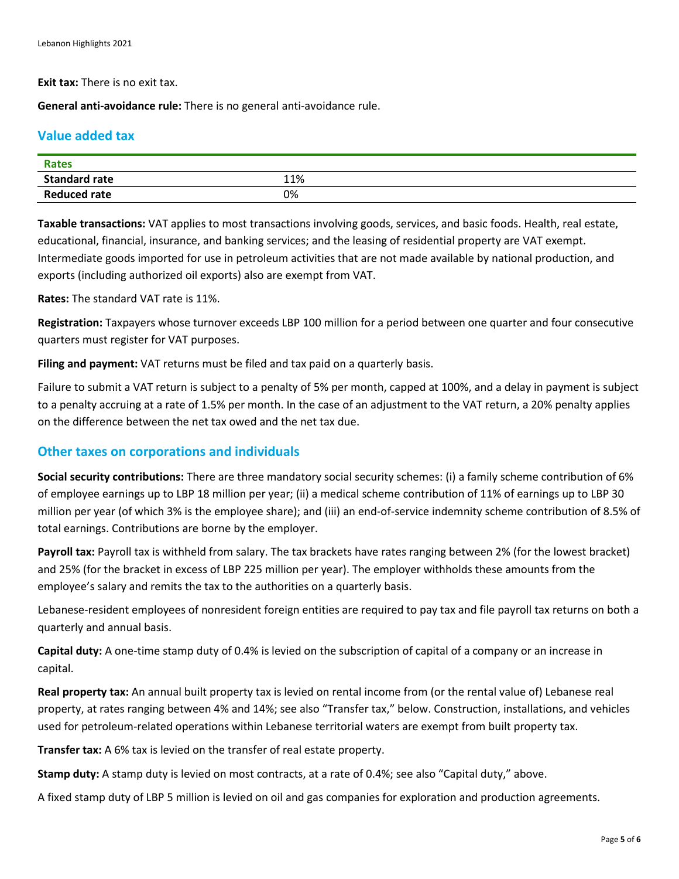**Exit tax:** There is no exit tax.

**General anti-avoidance rule:** There is no general anti-avoidance rule.

## Value added tax

| Rates | |
|---|---|
| **Standard rate** | 11% |
| **Reduced rate** | 0% |

**Taxable transactions:** VAT applies to most transactions involving goods, services, and basic foods. Health, real estate, educational, financial, insurance, and banking services; and the leasing of residential property are VAT exempt. Intermediate goods imported for use in petroleum activities that are not made available by national production, and exports (including authorized oil exports) also are exempt from VAT.

**Rates:** The standard VAT rate is 11%.

**Registration:** Taxpayers whose turnover exceeds LBP 100 million for a period between one quarter and four consecutive quarters must register for VAT purposes.

**Filing and payment:** VAT returns must be filed and tax paid on a quarterly basis.

Failure to submit a VAT return is subject to a penalty of 5% per month, capped at 100%, and a delay in payment is subject to a penalty accruing at a rate of 1.5% per month. In the case of an adjustment to the VAT return, a 20% penalty applies on the difference between the net tax owed and the net tax due.

## Other taxes on corporations and individuals

**Social security contributions:** There are three mandatory social security schemes: (i) a family scheme contribution of 6% of employee earnings up to LBP 18 million per year; (ii) a medical scheme contribution of 11% of earnings up to LBP 30 million per year (of which 3% is the employee share); and (iii) an end-of-service indemnity scheme contribution of 8.5% of total earnings. Contributions are borne by the employer.

**Payroll tax:** Payroll tax is withheld from salary. The tax brackets have rates ranging between 2% (for the lowest bracket) and 25% (for the bracket in excess of LBP 225 million per year). The employer withholds these amounts from the employee's salary and remits the tax to the authorities on a quarterly basis.

Lebanese-resident employees of nonresident foreign entities are required to pay tax and file payroll tax returns on both a quarterly and annual basis.

**Capital duty:** A one-time stamp duty of 0.4% is levied on the subscription of capital of a company or an increase in capital.

**Real property tax:** An annual built property tax is levied on rental income from (or the rental value of) Lebanese real property, at rates ranging between 4% and 14%; see also "Transfer tax," below. Construction, installations, and vehicles used for petroleum-related operations within Lebanese territorial waters are exempt from built property tax.

**Transfer tax:** A 6% tax is levied on the transfer of real estate property.

**Stamp duty:** A stamp duty is levied on most contracts, at a rate of 0.4%; see also "Capital duty," above.

A fixed stamp duty of LBP 5 million is levied on oil and gas companies for exploration and production agreements.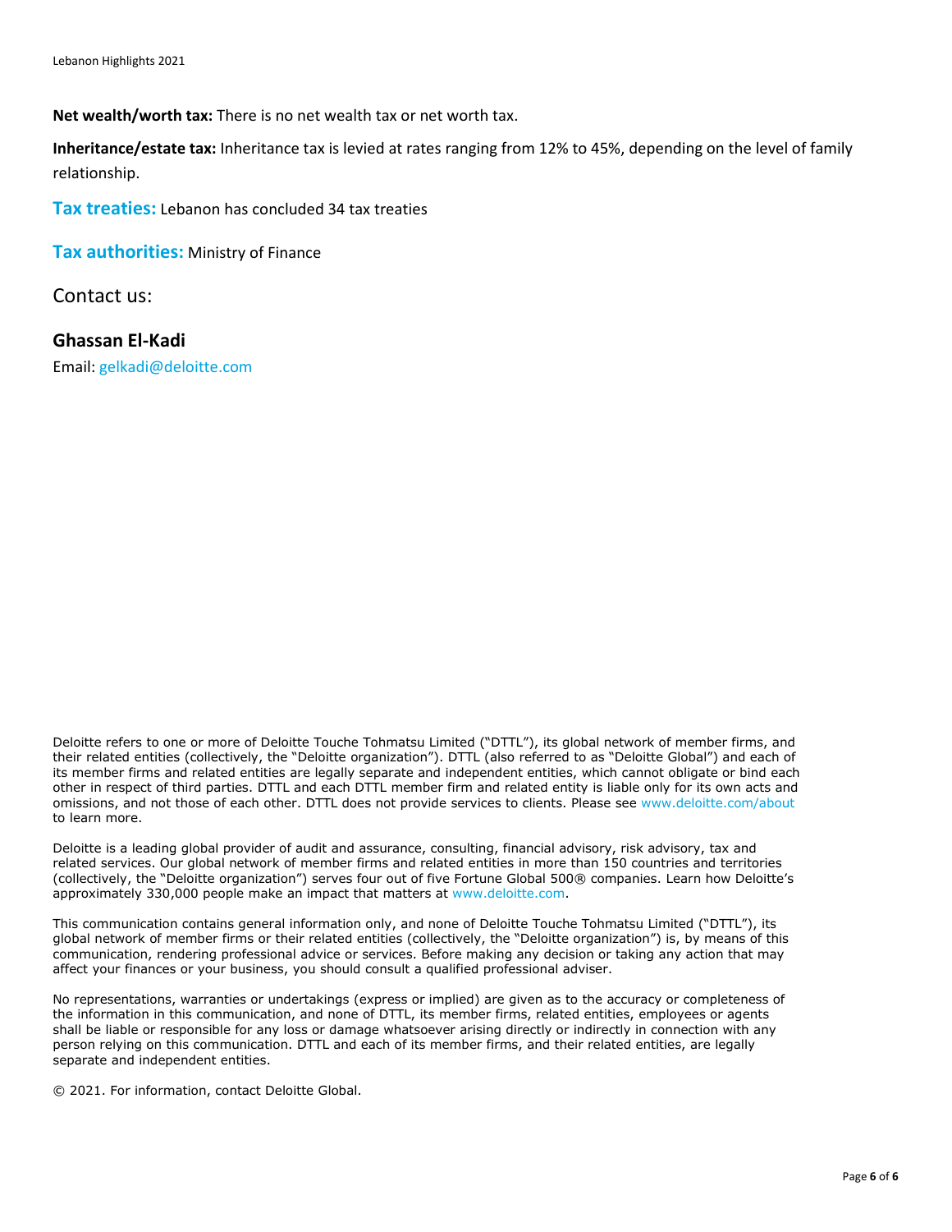**Net wealth/worth tax:** There is no net wealth tax or net worth tax.

**Inheritance/estate tax:** Inheritance tax is levied at rates ranging from 12% to 45%, depending on the level of family relationship.

**Tax treaties:** Lebanon has concluded 34 tax treaties

**Tax authorities:** Ministry of Finance

## Contact us:

### Ghassan El-Kadi

Email: gelkadi@deloitte.com

Deloitte refers to one or more of Deloitte Touche Tohmatsu Limited ("DTTL"), its global network of member firms, and their related entities (collectively, the "Deloitte organization"). DTTL (also referred to as "Deloitte Global") and each of its member firms and related entities are legally separate and independent entities, which cannot obligate or bind each other in respect of third parties. DTTL and each DTTL member firm and related entity is liable only for its own acts and omissions, and not those of each other. DTTL does not provide services to clients. Please see www.deloitte.com/about to learn more.

Deloitte is a leading global provider of audit and assurance, consulting, financial advisory, risk advisory, tax and related services. Our global network of member firms and related entities in more than 150 countries and territories (collectively, the "Deloitte organization") serves four out of five Fortune Global 500® companies. Learn how Deloitte's approximately 330,000 people make an impact that matters at www.deloitte.com.

This communication contains general information only, and none of Deloitte Touche Tohmatsu Limited ("DTTL"), its global network of member firms or their related entities (collectively, the "Deloitte organization") is, by means of this communication, rendering professional advice or services. Before making any decision or taking any action that may affect your finances or your business, you should consult a qualified professional adviser.

No representations, warranties or undertakings (express or implied) are given as to the accuracy or completeness of the information in this communication, and none of DTTL, its member firms, related entities, employees or agents shall be liable or responsible for any loss or damage whatsoever arising directly or indirectly in connection with any person relying on this communication. DTTL and each of its member firms, and their related entities, are legally separate and independent entities.

© 2021. For information, contact Deloitte Global.